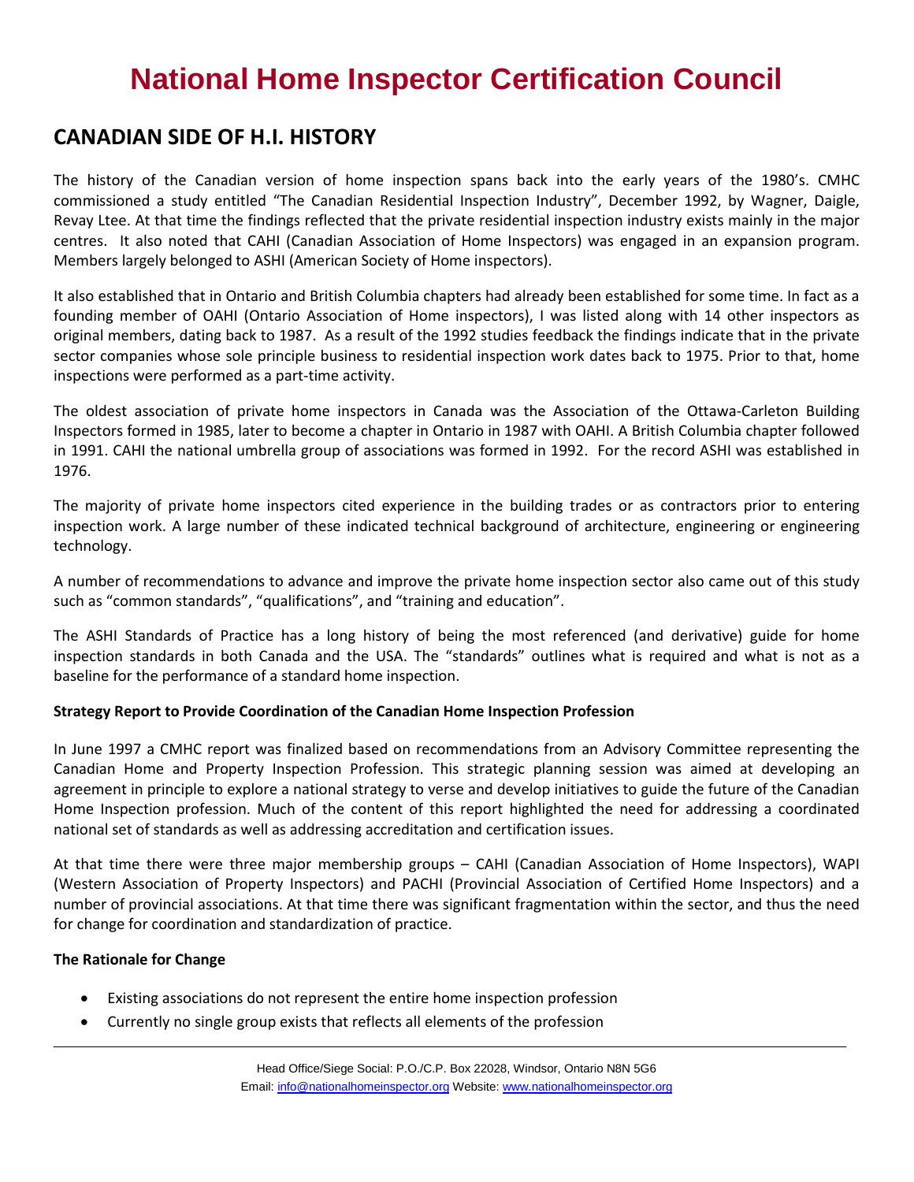# National Home Inspector Certification Council

## CANADIAN SIDE OF H.I. HISTORY

The history of the Canadian version of home inspection spans back into the early years of the 1980's. CMHC commissioned a study entitled "The Canadian Residential Inspection Industry", December 1992, by Wagner, Daigle, Revay Ltee. At that time the findings reflected that the private residential inspection industry exists mainly in the major centres. It also noted that CAHI (Canadian Association of Home Inspectors) was engaged in an expansion program. Members largely belonged to ASHI (American Society of Home inspectors).

It also established that in Ontario and British Columbia chapters had already been established for some time. In fact as a founding member of OAHI (Ontario Association of Home inspectors), I was listed along with 14 other inspectors as original members, dating back to 1987. As a result of the 1992 studies feedback the findings indicate that in the private sector companies whose sole principle business to residential inspection work dates back to 1975. Prior to that, home inspections were performed as a part-time activity.

The oldest association of private home inspectors in Canada was the Association of the Ottawa-Carleton Building Inspectors formed in 1985, later to become a chapter in Ontario in 1987 with OAHI. A British Columbia chapter followed in 1991. CAHI the national umbrella group of associations was formed in 1992. For the record ASHI was established in 1976.

The majority of private home inspectors cited experience in the building trades or as contractors prior to entering inspection work. A large number of these indicated technical background of architecture, engineering or engineering technology.

A number of recommendations to advance and improve the private home inspection sector also came out of this study such as "common standards", "qualifications", and "training and education".

The ASHI Standards of Practice has a long history of being the most referenced (and derivative) guide for home inspection standards in both Canada and the USA. The "standards" outlines what is required and what is not as a baseline for the performance of a standard home inspection.

**Strategy Report to Provide Coordination of the Canadian Home Inspection Profession**

In June 1997 a CMHC report was finalized based on recommendations from an Advisory Committee representing the Canadian Home and Property Inspection Profession. This strategic planning session was aimed at developing an agreement in principle to explore a national strategy to verse and develop initiatives to guide the future of the Canadian Home Inspection profession. Much of the content of this report highlighted the need for addressing a coordinated national set of standards as well as addressing accreditation and certification issues.

At that time there were three major membership groups – CAHI (Canadian Association of Home Inspectors), WAPI (Western Association of Property Inspectors) and PACHI (Provincial Association of Certified Home Inspectors) and a number of provincial associations. At that time there was significant fragmentation within the sector, and thus the need for change for coordination and standardization of practice.

**The Rationale for Change**

- Existing associations do not represent the entire home inspection profession
- Currently no single group exists that reflects all elements of the profession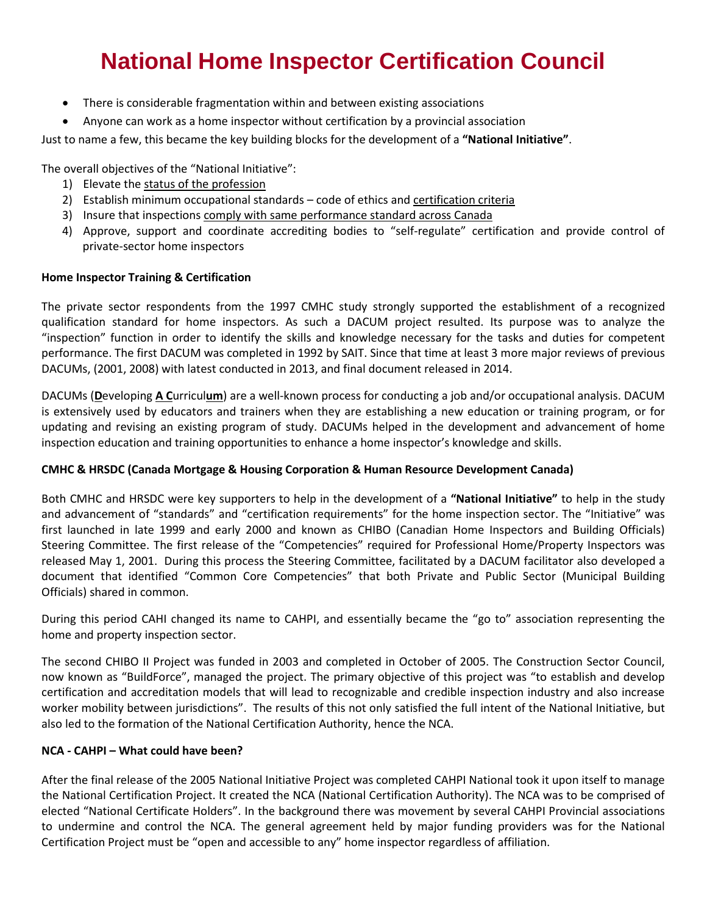# National Home Inspector Certification Council

- There is considerable fragmentation within and between existing associations
- Anyone can work as a home inspector without certification by a provincial association

Just to name a few, this became the key building blocks for the development of a **"National Initiative"**.

The overall objectives of the "National Initiative":

1) Elevate the <u>status of the profession</u>
2) Establish minimum occupational standards – code of ethics and <u>certification criteria</u>
3) Insure that inspections <u>comply with same performance standard across Canada</u>
4) Approve, support and coordinate accrediting bodies to "self-regulate" certification and provide control of private-sector home inspectors

**Home Inspector Training & Certification**

The private sector respondents from the 1997 CMHC study strongly supported the establishment of a recognized qualification standard for home inspectors. As such a DACUM project resulted. Its purpose was to analyze the "inspection" function in order to identify the skills and knowledge necessary for the tasks and duties for competent performance. The first DACUM was completed in 1992 by SAIT. Since that time at least 3 more major reviews of previous DACUMs, (2001, 2008) with latest conducted in 2013, and final document released in 2014.

DACUMs (**D**eveloping **A C**urricul**um**) are a well-known process for conducting a job and/or occupational analysis. DACUM is extensively used by educators and trainers when they are establishing a new education or training program, or for updating and revising an existing program of study. DACUMs helped in the development and advancement of home inspection education and training opportunities to enhance a home inspector's knowledge and skills.

**CMHC & HRSDC (Canada Mortgage & Housing Corporation & Human Resource Development Canada)**

Both CMHC and HRSDC were key supporters to help in the development of a **"National Initiative"** to help in the study and advancement of "standards" and "certification requirements" for the home inspection sector. The "Initiative" was first launched in late 1999 and early 2000 and known as CHIBO (Canadian Home Inspectors and Building Officials) Steering Committee. The first release of the "Competencies" required for Professional Home/Property Inspectors was released May 1, 2001. During this process the Steering Committee, facilitated by a DACUM facilitator also developed a document that identified "Common Core Competencies" that both Private and Public Sector (Municipal Building Officials) shared in common.

During this period CAHI changed its name to CAHPI, and essentially became the "go to" association representing the home and property inspection sector.

The second CHIBO II Project was funded in 2003 and completed in October of 2005. The Construction Sector Council, now known as "BuildForce", managed the project. The primary objective of this project was "to establish and develop certification and accreditation models that will lead to recognizable and credible inspection industry and also increase worker mobility between jurisdictions". The results of this not only satisfied the full intent of the National Initiative, but also led to the formation of the National Certification Authority, hence the NCA.

**NCA - CAHPI – What could have been?**

After the final release of the 2005 National Initiative Project was completed CAHPI National took it upon itself to manage the National Certification Project. It created the NCA (National Certification Authority). The NCA was to be comprised of elected "National Certificate Holders". In the background there was movement by several CAHPI Provincial associations to undermine and control the NCA. The general agreement held by major funding providers was for the National Certification Project must be "open and accessible to any" home inspector regardless of affiliation.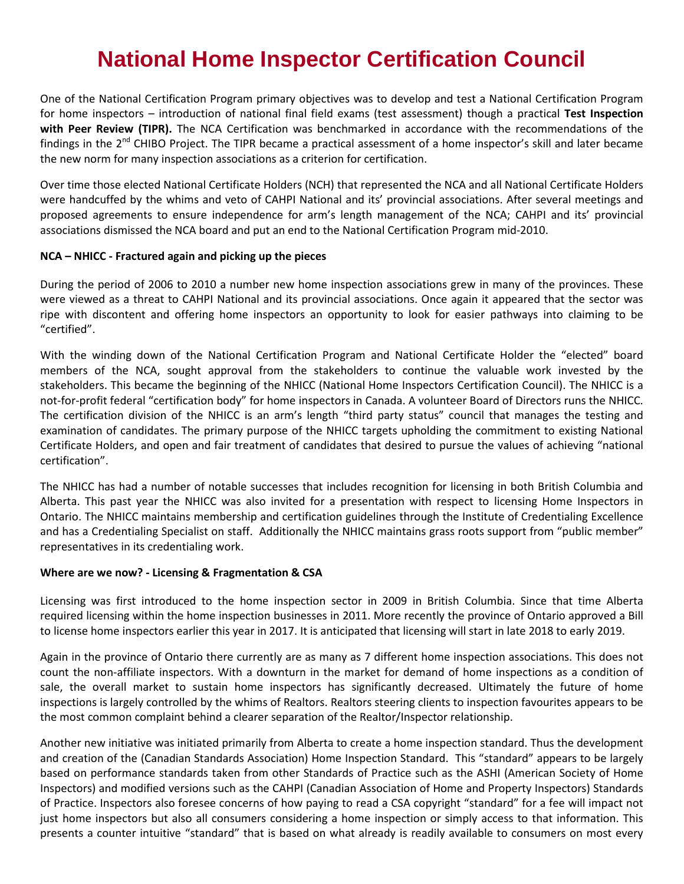# National Home Inspector Certification Council

One of the National Certification Program primary objectives was to develop and test a National Certification Program for home inspectors – introduction of national final field exams (test assessment) though a practical **Test Inspection with Peer Review (TIPR).** The NCA Certification was benchmarked in accordance with the recommendations of the findings in the 2nd CHIBO Project. The TIPR became a practical assessment of a home inspector's skill and later became the new norm for many inspection associations as a criterion for certification.

Over time those elected National Certificate Holders (NCH) that represented the NCA and all National Certificate Holders were handcuffed by the whims and veto of CAHPI National and its' provincial associations. After several meetings and proposed agreements to ensure independence for arm's length management of the NCA; CAHPI and its' provincial associations dismissed the NCA board and put an end to the National Certification Program mid-2010.

**NCA – NHICC - Fractured again and picking up the pieces**

During the period of 2006 to 2010 a number new home inspection associations grew in many of the provinces. These were viewed as a threat to CAHPI National and its provincial associations. Once again it appeared that the sector was ripe with discontent and offering home inspectors an opportunity to look for easier pathways into claiming to be "certified".

With the winding down of the National Certification Program and National Certificate Holder the "elected" board members of the NCA, sought approval from the stakeholders to continue the valuable work invested by the stakeholders. This became the beginning of the NHICC (National Home Inspectors Certification Council). The NHICC is a not-for-profit federal "certification body" for home inspectors in Canada. A volunteer Board of Directors runs the NHICC. The certification division of the NHICC is an arm's length "third party status" council that manages the testing and examination of candidates. The primary purpose of the NHICC targets upholding the commitment to existing National Certificate Holders, and open and fair treatment of candidates that desired to pursue the values of achieving "national certification".

The NHICC has had a number of notable successes that includes recognition for licensing in both British Columbia and Alberta. This past year the NHICC was also invited for a presentation with respect to licensing Home Inspectors in Ontario. The NHICC maintains membership and certification guidelines through the Institute of Credentialing Excellence and has a Credentialing Specialist on staff. Additionally the NHICC maintains grass roots support from "public member" representatives in its credentialing work.

**Where are we now? - Licensing & Fragmentation & CSA**

Licensing was first introduced to the home inspection sector in 2009 in British Columbia. Since that time Alberta required licensing within the home inspection businesses in 2011. More recently the province of Ontario approved a Bill to license home inspectors earlier this year in 2017. It is anticipated that licensing will start in late 2018 to early 2019.

Again in the province of Ontario there currently are as many as 7 different home inspection associations. This does not count the non-affiliate inspectors. With a downturn in the market for demand of home inspections as a condition of sale, the overall market to sustain home inspectors has significantly decreased. Ultimately the future of home inspections is largely controlled by the whims of Realtors. Realtors steering clients to inspection favourites appears to be the most common complaint behind a clearer separation of the Realtor/Inspector relationship.

Another new initiative was initiated primarily from Alberta to create a home inspection standard. Thus the development and creation of the (Canadian Standards Association) Home Inspection Standard. This "standard" appears to be largely based on performance standards taken from other Standards of Practice such as the ASHI (American Society of Home Inspectors) and modified versions such as the CAHPI (Canadian Association of Home and Property Inspectors) Standards of Practice. Inspectors also foresee concerns of how paying to read a CSA copyright "standard" for a fee will impact not just home inspectors but also all consumers considering a home inspection or simply access to that information. This presents a counter intuitive "standard" that is based on what already is readily available to consumers on most every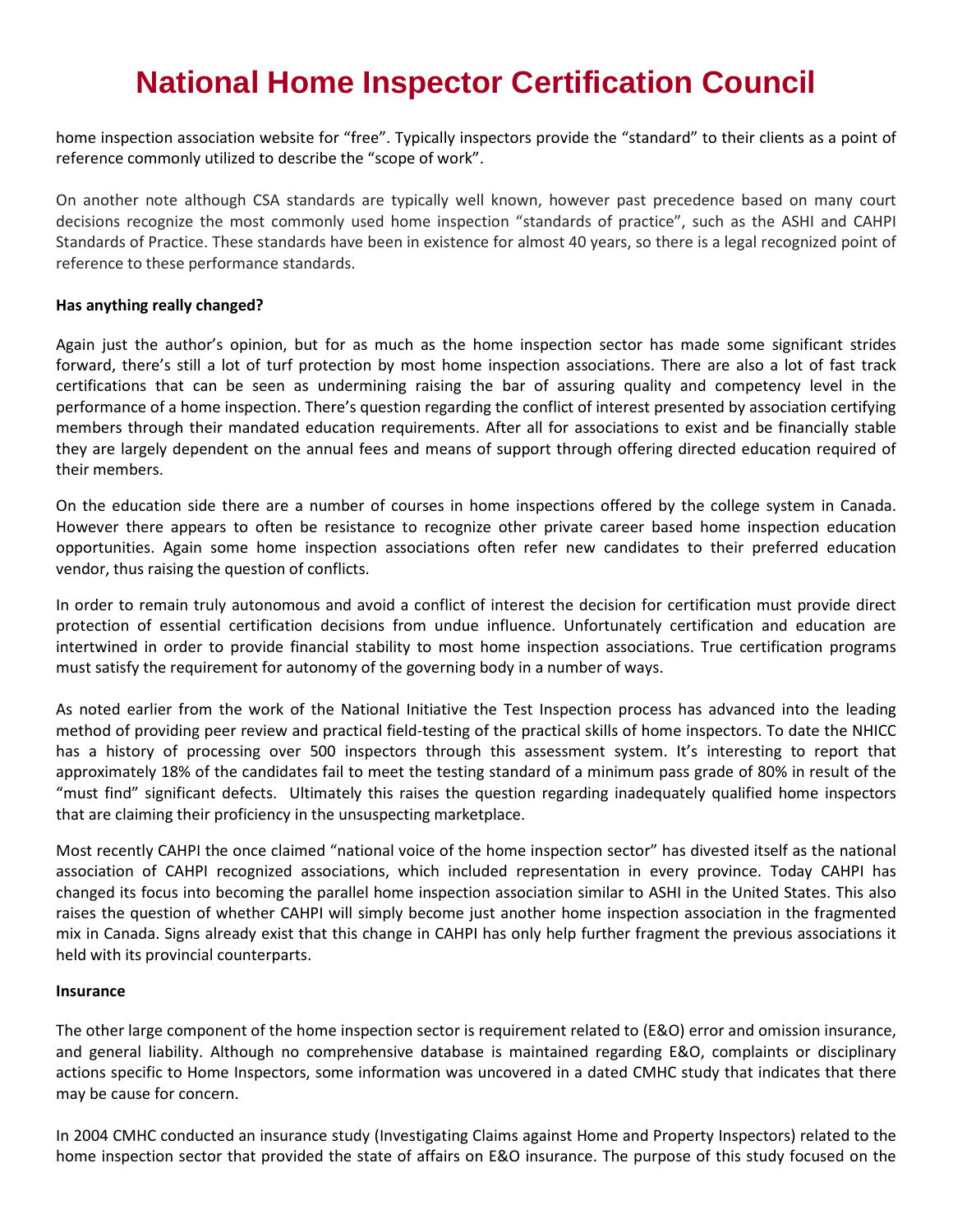home inspection association website for "free". Typically inspectors provide the "standard" to their clients as a point of reference commonly utilized to describe the "scope of work".

On another note although CSA standards are typically well known, however past precedence based on many court decisions recognize the most commonly used home inspection "standards of practice", such as the ASHI and CAHPI Standards of Practice. These standards have been in existence for almost 40 years, so there is a legal recognized point of reference to these performance standards.

**Has anything really changed?**

Again just the author's opinion, but for as much as the home inspection sector has made some significant strides forward, there's still a lot of turf protection by most home inspection associations. There are also a lot of fast track certifications that can be seen as undermining raising the bar of assuring quality and competency level in the performance of a home inspection. There's question regarding the conflict of interest presented by association certifying members through their mandated education requirements. After all for associations to exist and be financially stable they are largely dependent on the annual fees and means of support through offering directed education required of their members.

On the education side there are a number of courses in home inspections offered by the college system in Canada. However there appears to often be resistance to recognize other private career based home inspection education opportunities. Again some home inspection associations often refer new candidates to their preferred education vendor, thus raising the question of conflicts.

In order to remain truly autonomous and avoid a conflict of interest the decision for certification must provide direct protection of essential certification decisions from undue influence. Unfortunately certification and education are intertwined in order to provide financial stability to most home inspection associations. True certification programs must satisfy the requirement for autonomy of the governing body in a number of ways.

As noted earlier from the work of the National Initiative the Test Inspection process has advanced into the leading method of providing peer review and practical field-testing of the practical skills of home inspectors. To date the NHICC has a history of processing over 500 inspectors through this assessment system. It's interesting to report that approximately 18% of the candidates fail to meet the testing standard of a minimum pass grade of 80% in result of the "must find" significant defects. Ultimately this raises the question regarding inadequately qualified home inspectors that are claiming their proficiency in the unsuspecting marketplace.

Most recently CAHPI the once claimed "national voice of the home inspection sector" has divested itself as the national association of CAHPI recognized associations, which included representation in every province. Today CAHPI has changed its focus into becoming the parallel home inspection association similar to ASHI in the United States. This also raises the question of whether CAHPI will simply become just another home inspection association in the fragmented mix in Canada. Signs already exist that this change in CAHPI has only help further fragment the previous associations it held with its provincial counterparts.

**Insurance**

The other large component of the home inspection sector is requirement related to (E&O) error and omission insurance, and general liability. Although no comprehensive database is maintained regarding E&O, complaints or disciplinary actions specific to Home Inspectors, some information was uncovered in a dated CMHC study that indicates that there may be cause for concern.

In 2004 CMHC conducted an insurance study (Investigating Claims against Home and Property Inspectors) related to the home inspection sector that provided the state of affairs on E&O insurance. The purpose of this study focused on the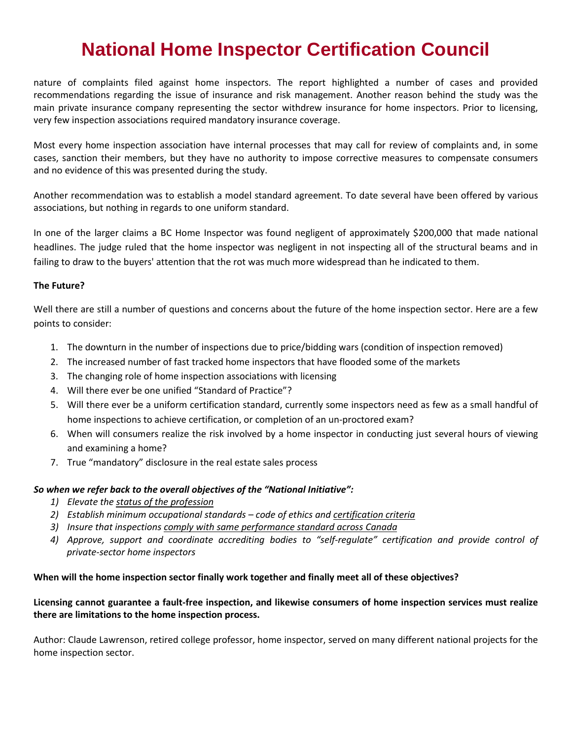nature of complaints filed against home inspectors. The report highlighted a number of cases and provided recommendations regarding the issue of insurance and risk management. Another reason behind the study was the main private insurance company representing the sector withdrew insurance for home inspectors. Prior to licensing, very few inspection associations required mandatory insurance coverage.

Most every home inspection association have internal processes that may call for review of complaints and, in some cases, sanction their members, but they have no authority to impose corrective measures to compensate consumers and no evidence of this was presented during the study.

Another recommendation was to establish a model standard agreement. To date several have been offered by various associations, but nothing in regards to one uniform standard.

In one of the larger claims a BC Home Inspector was found negligent of approximately $200,000 that made national headlines. The judge ruled that the home inspector was negligent in not inspecting all of the structural beams and in failing to draw to the buyers' attention that the rot was much more widespread than he indicated to them.

**The Future?**

Well there are still a number of questions and concerns about the future of the home inspection sector. Here are a few points to consider:

1. The downturn in the number of inspections due to price/bidding wars (condition of inspection removed)
2. The increased number of fast tracked home inspectors that have flooded some of the markets
3. The changing role of home inspection associations with licensing
4. Will there ever be one unified “Standard of Practice”?
5. Will there ever be a uniform certification standard, currently some inspectors need as few as a small handful of home inspections to achieve certification, or completion of an un-proctored exam?
6. When will consumers realize the risk involved by a home inspector in conducting just several hours of viewing and examining a home?
7. True “mandatory” disclosure in the real estate sales process

***So when we refer back to the overall objectives of the “National Initiative”:***

1) *Elevate the <u>status of the profession</u>*
2) *Establish minimum occupational standards – code of ethics and <u>certification criteria</u>*
3) *Insure that inspections <u>comply with same performance standard across Canada</u>*
4) *Approve, support and coordinate accrediting bodies to “self-regulate” certification and provide control of private-sector home inspectors*

**When will the home inspection sector finally work together and finally meet all of these objectives?**

**Licensing cannot guarantee a fault-free inspection, and likewise consumers of home inspection services must realize there are limitations to the home inspection process.**

Author: Claude Lawrenson, retired college professor, home inspector, served on many different national projects for the home inspection sector.